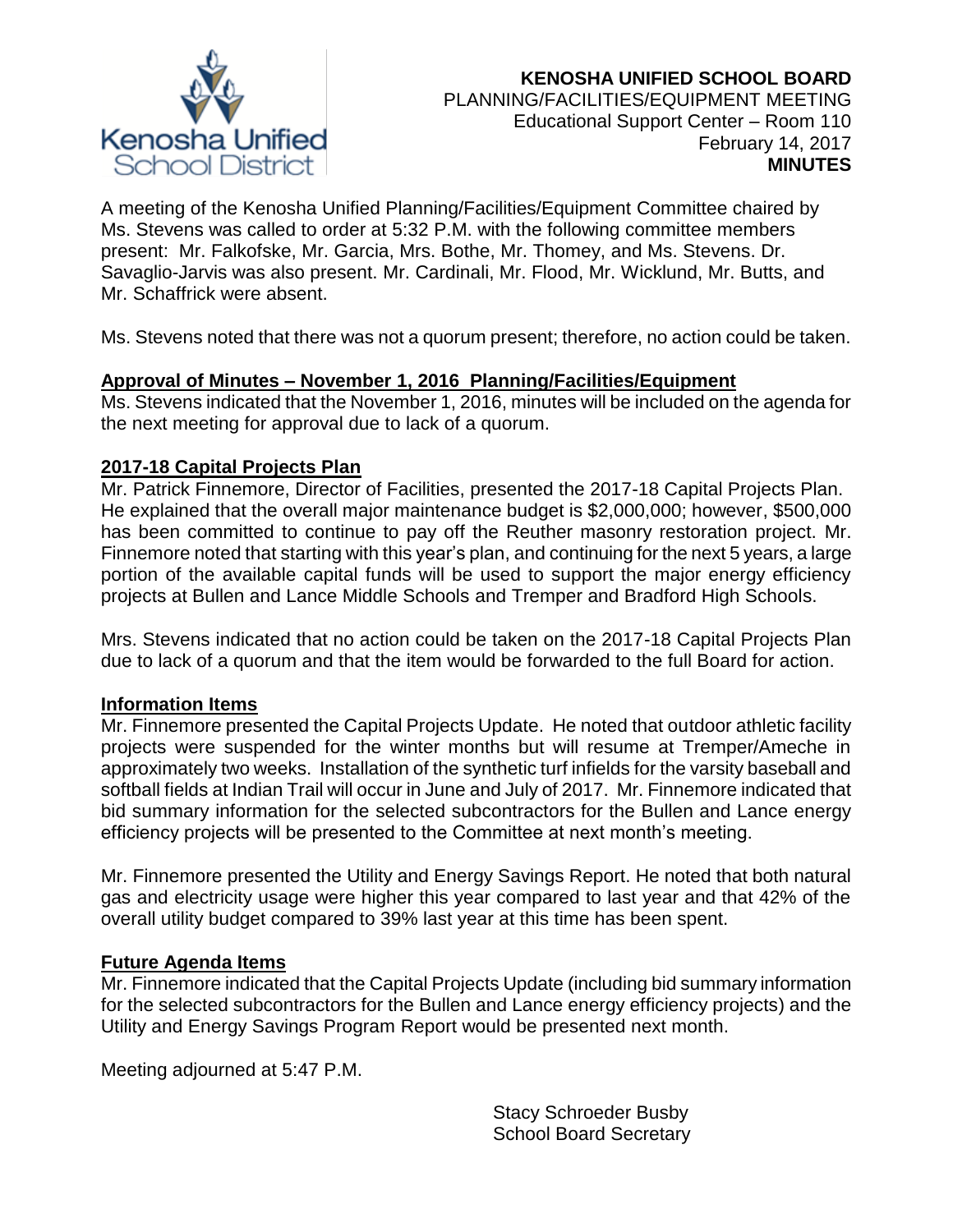**KENOSHA UNIFIED SCHOOL BOARD**
PLANNING/FACILITIES/EQUIPMENT MEETING
Educational Support Center – Room 110
February 14, 2017
**MINUTES**

A meeting of the Kenosha Unified Planning/Facilities/Equipment Committee chaired by Ms. Stevens was called to order at 5:32 P.M. with the following committee members present: Mr. Falkofske, Mr. Garcia, Mrs. Bothe, Mr. Thomey, and Ms. Stevens. Dr. Savaglio-Jarvis was also present. Mr. Cardinali, Mr. Flood, Mr. Wicklund, Mr. Butts, and Mr. Schaffrick were absent.

Ms. Stevens noted that there was not a quorum present; therefore, no action could be taken.

**Approval of Minutes – November 1, 2016 Planning/Facilities/Equipment**

Ms. Stevens indicated that the November 1, 2016, minutes will be included on the agenda for the next meeting for approval due to lack of a quorum.

**2017-18 Capital Projects Plan**

Mr. Patrick Finnemore, Director of Facilities, presented the 2017-18 Capital Projects Plan. He explained that the overall major maintenance budget is $2,000,000; however, $500,000 has been committed to continue to pay off the Reuther masonry restoration project. Mr. Finnemore noted that starting with this year's plan, and continuing for the next 5 years, a large portion of the available capital funds will be used to support the major energy efficiency projects at Bullen and Lance Middle Schools and Tremper and Bradford High Schools.

Mrs. Stevens indicated that no action could be taken on the 2017-18 Capital Projects Plan due to lack of a quorum and that the item would be forwarded to the full Board for action.

**Information Items**

Mr. Finnemore presented the Capital Projects Update. He noted that outdoor athletic facility projects were suspended for the winter months but will resume at Tremper/Ameche in approximately two weeks. Installation of the synthetic turf infields for the varsity baseball and softball fields at Indian Trail will occur in June and July of 2017. Mr. Finnemore indicated that bid summary information for the selected subcontractors for the Bullen and Lance energy efficiency projects will be presented to the Committee at next month's meeting.

Mr. Finnemore presented the Utility and Energy Savings Report. He noted that both natural gas and electricity usage were higher this year compared to last year and that 42% of the overall utility budget compared to 39% last year at this time has been spent.

**Future Agenda Items**

Mr. Finnemore indicated that the Capital Projects Update (including bid summary information for the selected subcontractors for the Bullen and Lance energy efficiency projects) and the Utility and Energy Savings Program Report would be presented next month.

Meeting adjourned at 5:47 P.M.

Stacy Schroeder Busby
School Board Secretary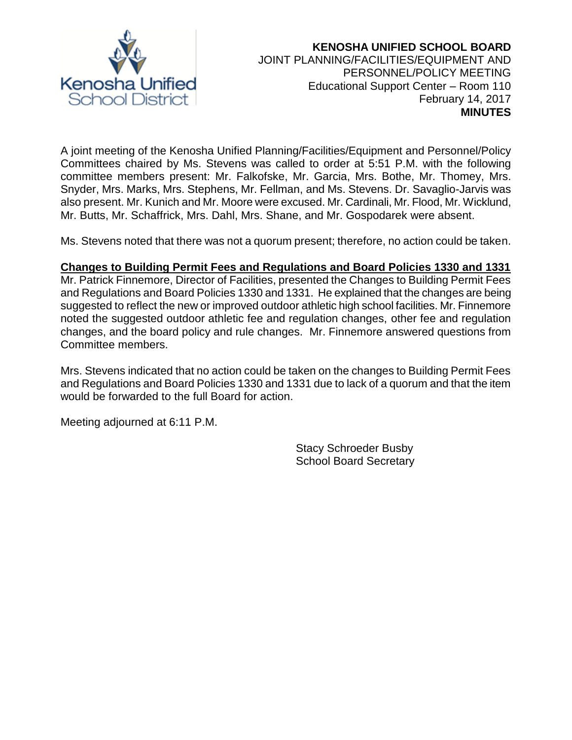**KENOSHA UNIFIED SCHOOL BOARD**
JOINT PLANNING/FACILITIES/EQUIPMENT AND PERSONNEL/POLICY MEETING
Educational Support Center – Room 110
February 14, 2017
**MINUTES**

A joint meeting of the Kenosha Unified Planning/Facilities/Equipment and Personnel/Policy Committees chaired by Ms. Stevens was called to order at 5:51 P.M. with the following committee members present: Mr. Falkofske, Mr. Garcia, Mrs. Bothe, Mr. Thomey, Mrs. Snyder, Mrs. Marks, Mrs. Stephens, Mr. Fellman, and Ms. Stevens. Dr. Savaglio-Jarvis was also present. Mr. Kunich and Mr. Moore were excused. Mr. Cardinali, Mr. Flood, Mr. Wicklund, Mr. Butts, Mr. Schaffrick, Mrs. Dahl, Mrs. Shane, and Mr. Gospodarek were absent.

Ms. Stevens noted that there was not a quorum present; therefore, no action could be taken.

**Changes to Building Permit Fees and Regulations and Board Policies 1330 and 1331**
Mr. Patrick Finnemore, Director of Facilities, presented the Changes to Building Permit Fees and Regulations and Board Policies 1330 and 1331. He explained that the changes are being suggested to reflect the new or improved outdoor athletic high school facilities. Mr. Finnemore noted the suggested outdoor athletic fee and regulation changes, other fee and regulation changes, and the board policy and rule changes. Mr. Finnemore answered questions from Committee members.

Mrs. Stevens indicated that no action could be taken on the changes to Building Permit Fees and Regulations and Board Policies 1330 and 1331 due to lack of a quorum and that the item would be forwarded to the full Board for action.

Meeting adjourned at 6:11 P.M.

Stacy Schroeder Busby
School Board Secretary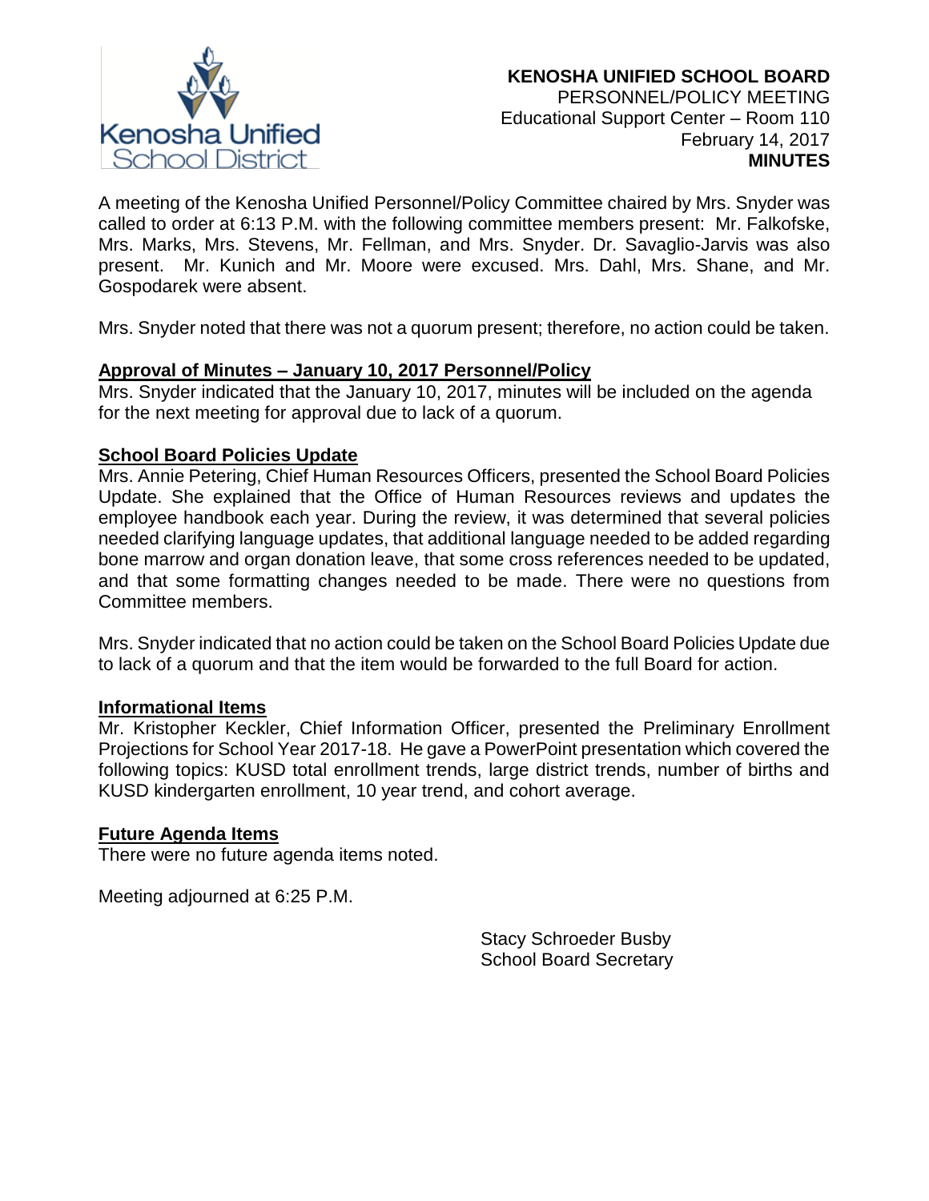**KENOSHA UNIFIED SCHOOL BOARD**
PERSONNEL/POLICY MEETING
Educational Support Center – Room 110
February 14, 2017
**MINUTES**

A meeting of the Kenosha Unified Personnel/Policy Committee chaired by Mrs. Snyder was called to order at 6:13 P.M. with the following committee members present: Mr. Falkofske, Mrs. Marks, Mrs. Stevens, Mr. Fellman, and Mrs. Snyder. Dr. Savaglio-Jarvis was also present. Mr. Kunich and Mr. Moore were excused. Mrs. Dahl, Mrs. Shane, and Mr. Gospodarek were absent.

Mrs. Snyder noted that there was not a quorum present; therefore, no action could be taken.

**Approval of Minutes – January 10, 2017 Personnel/Policy**

Mrs. Snyder indicated that the January 10, 2017, minutes will be included on the agenda for the next meeting for approval due to lack of a quorum.

**School Board Policies Update**

Mrs. Annie Petering, Chief Human Resources Officers, presented the School Board Policies Update. She explained that the Office of Human Resources reviews and updates the employee handbook each year. During the review, it was determined that several policies needed clarifying language updates, that additional language needed to be added regarding bone marrow and organ donation leave, that some cross references needed to be updated, and that some formatting changes needed to be made. There were no questions from Committee members.

Mrs. Snyder indicated that no action could be taken on the School Board Policies Update due to lack of a quorum and that the item would be forwarded to the full Board for action.

**Informational Items**

Mr. Kristopher Keckler, Chief Information Officer, presented the Preliminary Enrollment Projections for School Year 2017-18. He gave a PowerPoint presentation which covered the following topics: KUSD total enrollment trends, large district trends, number of births and KUSD kindergarten enrollment, 10 year trend, and cohort average.

**Future Agenda Items**

There were no future agenda items noted.

Meeting adjourned at 6:25 P.M.

Stacy Schroeder Busby
School Board Secretary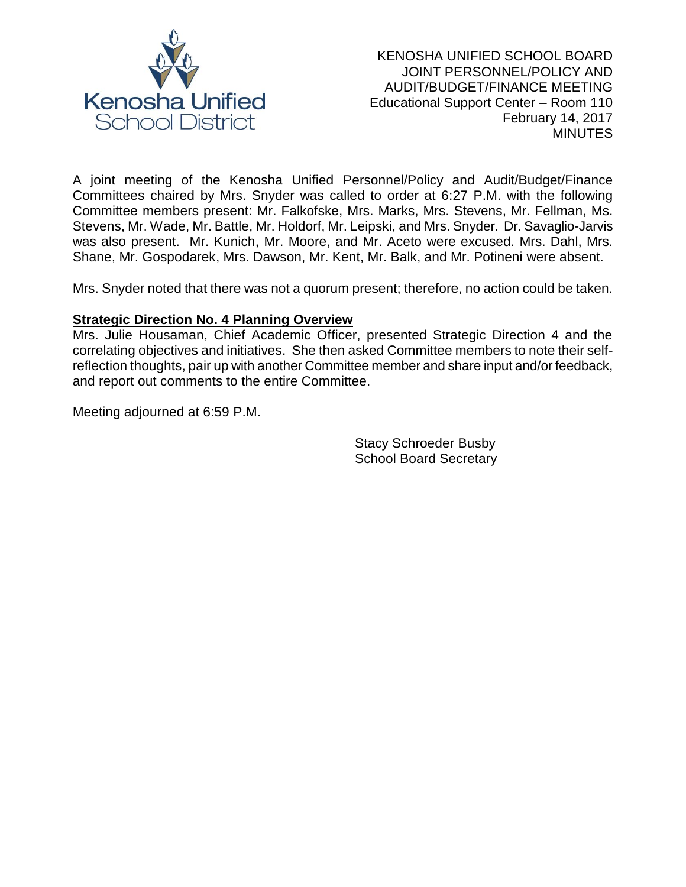Kenosha Unified School District

KENOSHA UNIFIED SCHOOL BOARD
JOINT PERSONNEL/POLICY AND
AUDIT/BUDGET/FINANCE MEETING
Educational Support Center – Room 110
February 14, 2017
MINUTES

A joint meeting of the Kenosha Unified Personnel/Policy and Audit/Budget/Finance Committees chaired by Mrs. Snyder was called to order at 6:27 P.M. with the following Committee members present: Mr. Falkofske, Mrs. Marks, Mrs. Stevens, Mr. Fellman, Ms. Stevens, Mr. Wade, Mr. Battle, Mr. Holdorf, Mr. Leipski, and Mrs. Snyder. Dr. Savaglio-Jarvis was also present. Mr. Kunich, Mr. Moore, and Mr. Aceto were excused. Mrs. Dahl, Mrs. Shane, Mr. Gospodarek, Mrs. Dawson, Mr. Kent, Mr. Balk, and Mr. Potineni were absent.

Mrs. Snyder noted that there was not a quorum present; therefore, no action could be taken.

**Strategic Direction No. 4 Planning Overview**

Mrs. Julie Housaman, Chief Academic Officer, presented Strategic Direction 4 and the correlating objectives and initiatives. She then asked Committee members to note their self-reflection thoughts, pair up with another Committee member and share input and/or feedback, and report out comments to the entire Committee.

Meeting adjourned at 6:59 P.M.

Stacy Schroeder Busby
School Board Secretary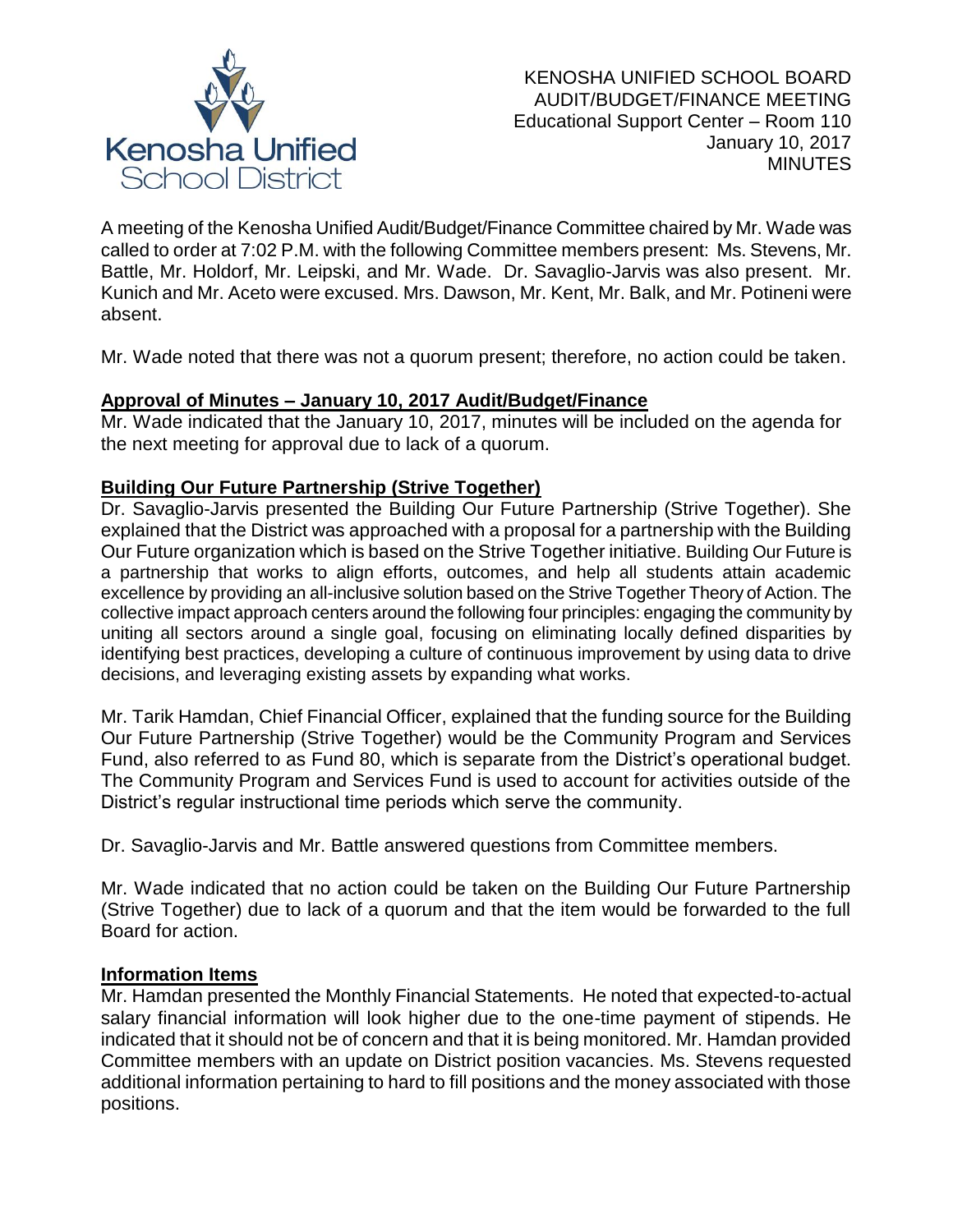KENOSHA UNIFIED SCHOOL BOARD
AUDIT/BUDGET/FINANCE MEETING
Educational Support Center – Room 110
January 10, 2017
MINUTES

A meeting of the Kenosha Unified Audit/Budget/Finance Committee chaired by Mr. Wade was called to order at 7:02 P.M. with the following Committee members present: Ms. Stevens, Mr. Battle, Mr. Holdorf, Mr. Leipski, and Mr. Wade. Dr. Savaglio-Jarvis was also present. Mr. Kunich and Mr. Aceto were excused. Mrs. Dawson, Mr. Kent, Mr. Balk, and Mr. Potineni were absent.

Mr. Wade noted that there was not a quorum present; therefore, no action could be taken.

**Approval of Minutes – January 10, 2017 Audit/Budget/Finance**

Mr. Wade indicated that the January 10, 2017, minutes will be included on the agenda for the next meeting for approval due to lack of a quorum.

**Building Our Future Partnership (Strive Together)**

Dr. Savaglio-Jarvis presented the Building Our Future Partnership (Strive Together). She explained that the District was approached with a proposal for a partnership with the Building Our Future organization which is based on the Strive Together initiative. Building Our Future is a partnership that works to align efforts, outcomes, and help all students attain academic excellence by providing an all-inclusive solution based on the Strive Together Theory of Action. The collective impact approach centers around the following four principles: engaging the community by uniting all sectors around a single goal, focusing on eliminating locally defined disparities by identifying best practices, developing a culture of continuous improvement by using data to drive decisions, and leveraging existing assets by expanding what works.

Mr. Tarik Hamdan, Chief Financial Officer, explained that the funding source for the Building Our Future Partnership (Strive Together) would be the Community Program and Services Fund, also referred to as Fund 80, which is separate from the District's operational budget. The Community Program and Services Fund is used to account for activities outside of the District's regular instructional time periods which serve the community.

Dr. Savaglio-Jarvis and Mr. Battle answered questions from Committee members.

Mr. Wade indicated that no action could be taken on the Building Our Future Partnership (Strive Together) due to lack of a quorum and that the item would be forwarded to the full Board for action.

**Information Items**

Mr. Hamdan presented the Monthly Financial Statements. He noted that expected-to-actual salary financial information will look higher due to the one-time payment of stipends. He indicated that it should not be of concern and that it is being monitored. Mr. Hamdan provided Committee members with an update on District position vacancies. Ms. Stevens requested additional information pertaining to hard to fill positions and the money associated with those positions.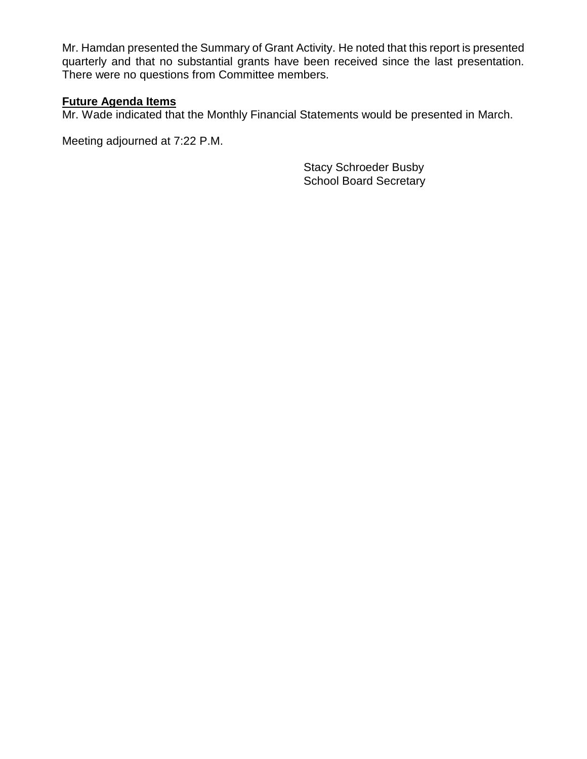Mr. Hamdan presented the Summary of Grant Activity. He noted that this report is presented quarterly and that no substantial grants have been received since the last presentation. There were no questions from Committee members.

**Future Agenda Items**

Mr. Wade indicated that the Monthly Financial Statements would be presented in March.

Meeting adjourned at 7:22 P.M.

Stacy Schroeder Busby
School Board Secretary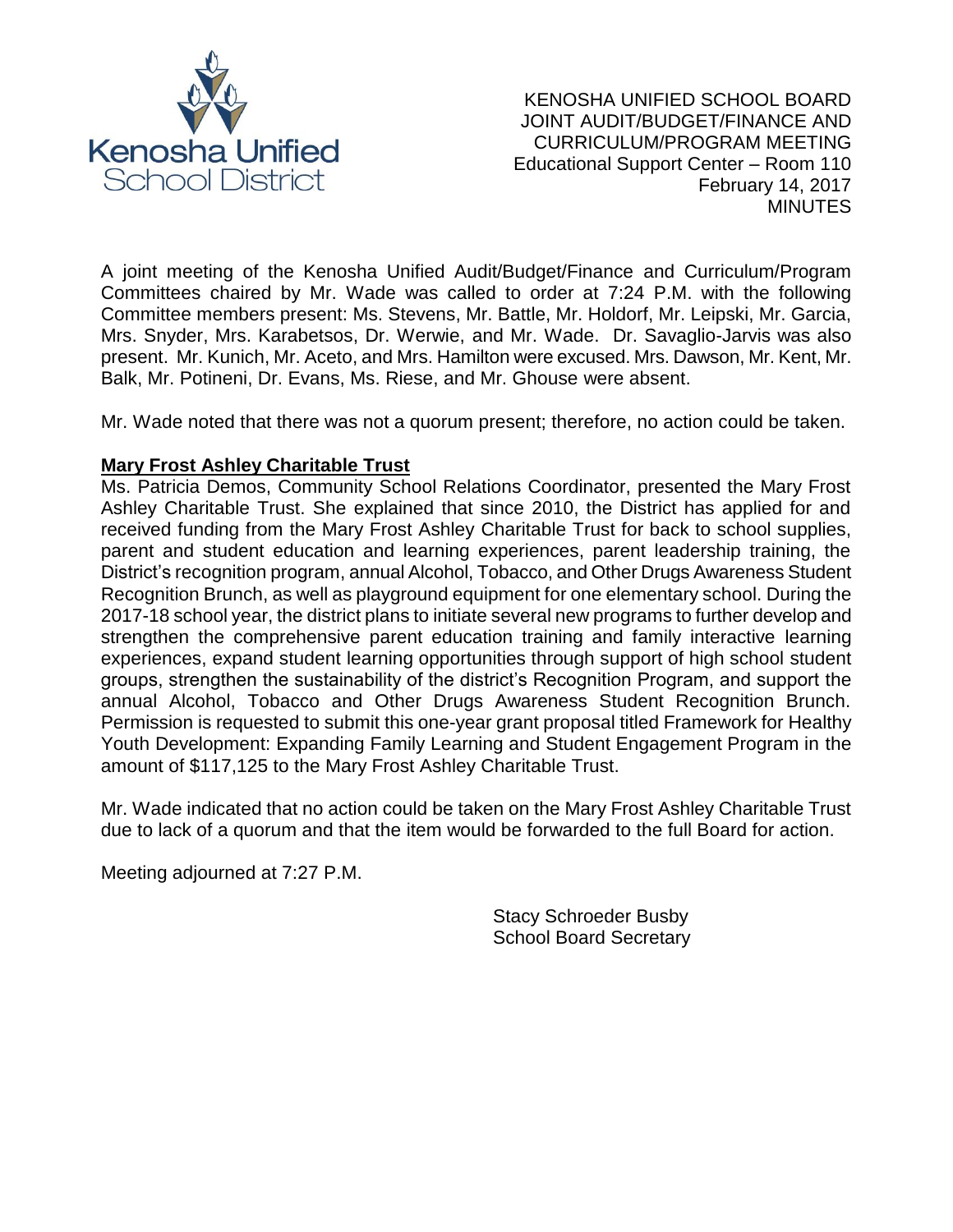KENOSHA UNIFIED SCHOOL BOARD
JOINT AUDIT/BUDGET/FINANCE AND
CURRICULUM/PROGRAM MEETING
Educational Support Center – Room 110
February 14, 2017
MINUTES

A joint meeting of the Kenosha Unified Audit/Budget/Finance and Curriculum/Program Committees chaired by Mr. Wade was called to order at 7:24 P.M. with the following Committee members present: Ms. Stevens, Mr. Battle, Mr. Holdorf, Mr. Leipski, Mr. Garcia, Mrs. Snyder, Mrs. Karabetsos, Dr. Werwie, and Mr. Wade. Dr. Savaglio-Jarvis was also present. Mr. Kunich, Mr. Aceto, and Mrs. Hamilton were excused. Mrs. Dawson, Mr. Kent, Mr. Balk, Mr. Potineni, Dr. Evans, Ms. Riese, and Mr. Ghouse were absent.

Mr. Wade noted that there was not a quorum present; therefore, no action could be taken.

**Mary Frost Ashley Charitable Trust**

Ms. Patricia Demos, Community School Relations Coordinator, presented the Mary Frost Ashley Charitable Trust. She explained that since 2010, the District has applied for and received funding from the Mary Frost Ashley Charitable Trust for back to school supplies, parent and student education and learning experiences, parent leadership training, the District's recognition program, annual Alcohol, Tobacco, and Other Drugs Awareness Student Recognition Brunch, as well as playground equipment for one elementary school. During the 2017-18 school year, the district plans to initiate several new programs to further develop and strengthen the comprehensive parent education training and family interactive learning experiences, expand student learning opportunities through support of high school student groups, strengthen the sustainability of the district's Recognition Program, and support the annual Alcohol, Tobacco and Other Drugs Awareness Student Recognition Brunch. Permission is requested to submit this one-year grant proposal titled Framework for Healthy Youth Development: Expanding Family Learning and Student Engagement Program in the amount of $117,125 to the Mary Frost Ashley Charitable Trust.

Mr. Wade indicated that no action could be taken on the Mary Frost Ashley Charitable Trust due to lack of a quorum and that the item would be forwarded to the full Board for action.

Meeting adjourned at 7:27 P.M.

Stacy Schroeder Busby
School Board Secretary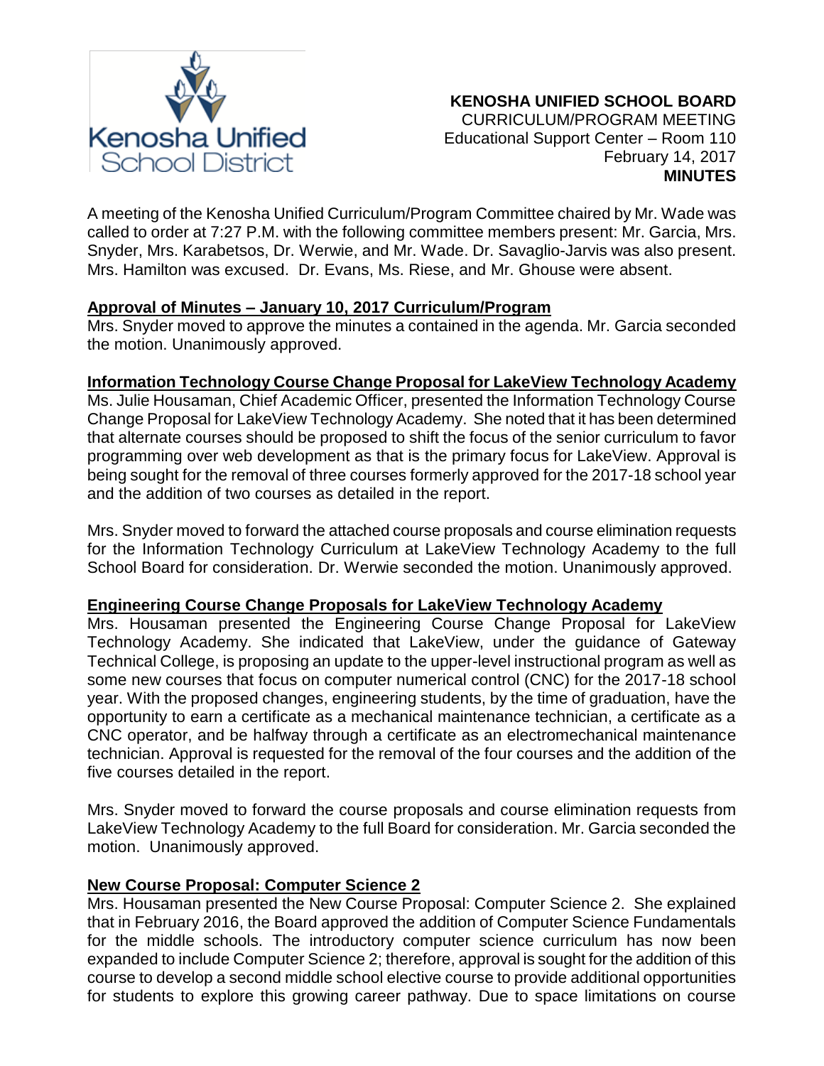**KENOSHA UNIFIED SCHOOL BOARD**
CURRICULUM/PROGRAM MEETING
Educational Support Center – Room 110
February 14, 2017
**MINUTES**

A meeting of the Kenosha Unified Curriculum/Program Committee chaired by Mr. Wade was called to order at 7:27 P.M. with the following committee members present: Mr. Garcia, Mrs. Snyder, Mrs. Karabetsos, Dr. Werwie, and Mr. Wade. Dr. Savaglio-Jarvis was also present. Mrs. Hamilton was excused. Dr. Evans, Ms. Riese, and Mr. Ghouse were absent.

**Approval of Minutes – January 10, 2017 Curriculum/Program**

Mrs. Snyder moved to approve the minutes a contained in the agenda. Mr. Garcia seconded the motion. Unanimously approved.

**Information Technology Course Change Proposal for LakeView Technology Academy**

Ms. Julie Housaman, Chief Academic Officer, presented the Information Technology Course Change Proposal for LakeView Technology Academy. She noted that it has been determined that alternate courses should be proposed to shift the focus of the senior curriculum to favor programming over web development as that is the primary focus for LakeView. Approval is being sought for the removal of three courses formerly approved for the 2017-18 school year and the addition of two courses as detailed in the report.

Mrs. Snyder moved to forward the attached course proposals and course elimination requests for the Information Technology Curriculum at LakeView Technology Academy to the full School Board for consideration. Dr. Werwie seconded the motion. Unanimously approved.

**Engineering Course Change Proposals for LakeView Technology Academy**

Mrs. Housaman presented the Engineering Course Change Proposal for LakeView Technology Academy. She indicated that LakeView, under the guidance of Gateway Technical College, is proposing an update to the upper-level instructional program as well as some new courses that focus on computer numerical control (CNC) for the 2017-18 school year. With the proposed changes, engineering students, by the time of graduation, have the opportunity to earn a certificate as a mechanical maintenance technician, a certificate as a CNC operator, and be halfway through a certificate as an electromechanical maintenance technician. Approval is requested for the removal of the four courses and the addition of the five courses detailed in the report.

Mrs. Snyder moved to forward the course proposals and course elimination requests from LakeView Technology Academy to the full Board for consideration. Mr. Garcia seconded the motion. Unanimously approved.

**New Course Proposal: Computer Science 2**

Mrs. Housaman presented the New Course Proposal: Computer Science 2. She explained that in February 2016, the Board approved the addition of Computer Science Fundamentals for the middle schools. The introductory computer science curriculum has now been expanded to include Computer Science 2; therefore, approval is sought for the addition of this course to develop a second middle school elective course to provide additional opportunities for students to explore this growing career pathway. Due to space limitations on course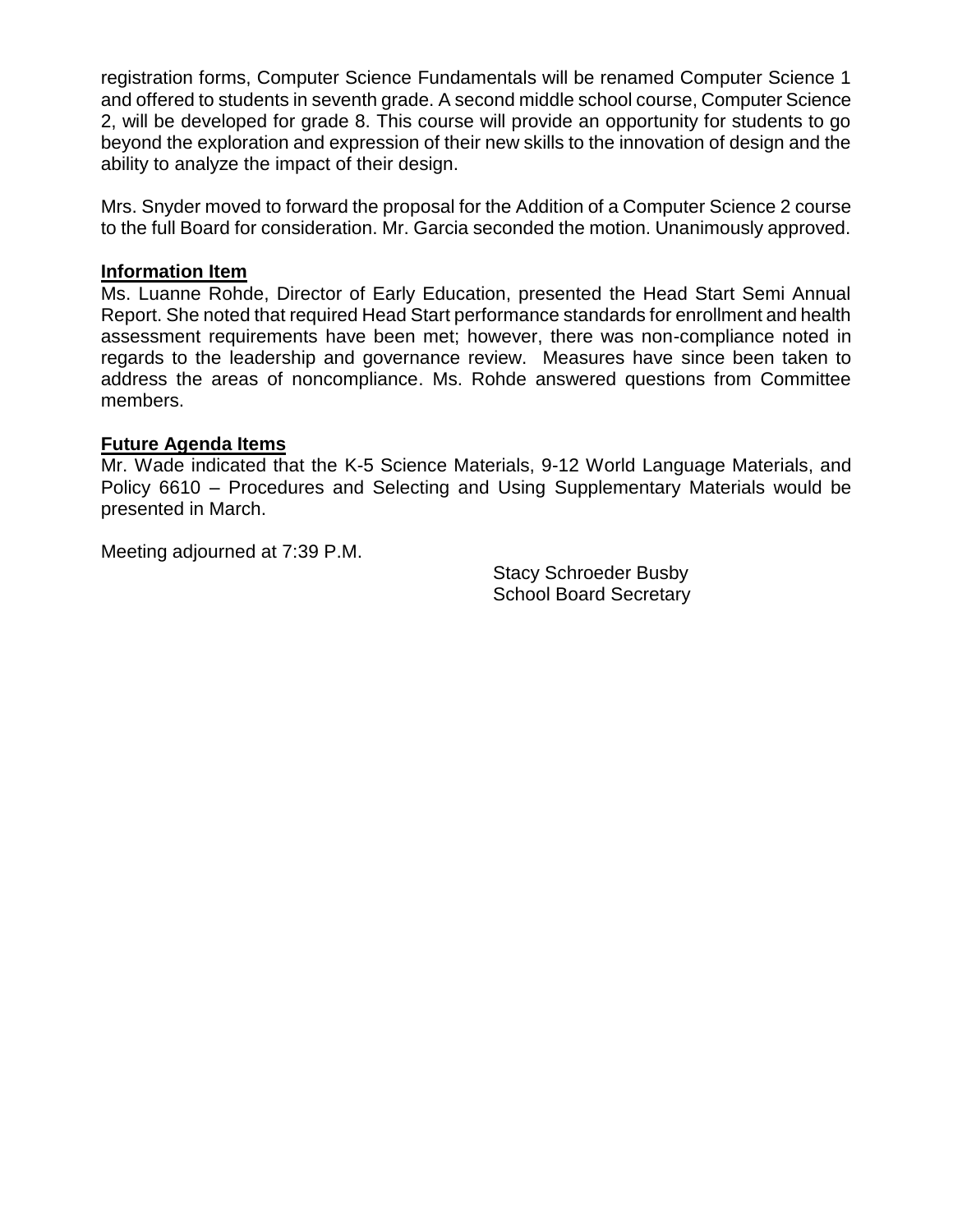registration forms, Computer Science Fundamentals will be renamed Computer Science 1 and offered to students in seventh grade. A second middle school course, Computer Science 2, will be developed for grade 8. This course will provide an opportunity for students to go beyond the exploration and expression of their new skills to the innovation of design and the ability to analyze the impact of their design.

Mrs. Snyder moved to forward the proposal for the Addition of a Computer Science 2 course to the full Board for consideration. Mr. Garcia seconded the motion. Unanimously approved.

**Information Item**

Ms. Luanne Rohde, Director of Early Education, presented the Head Start Semi Annual Report. She noted that required Head Start performance standards for enrollment and health assessment requirements have been met; however, there was non-compliance noted in regards to the leadership and governance review. Measures have since been taken to address the areas of noncompliance. Ms. Rohde answered questions from Committee members.

**Future Agenda Items**

Mr. Wade indicated that the K-5 Science Materials, 9-12 World Language Materials, and Policy 6610 – Procedures and Selecting and Using Supplementary Materials would be presented in March.

Meeting adjourned at 7:39 P.M.

Stacy Schroeder Busby
School Board Secretary